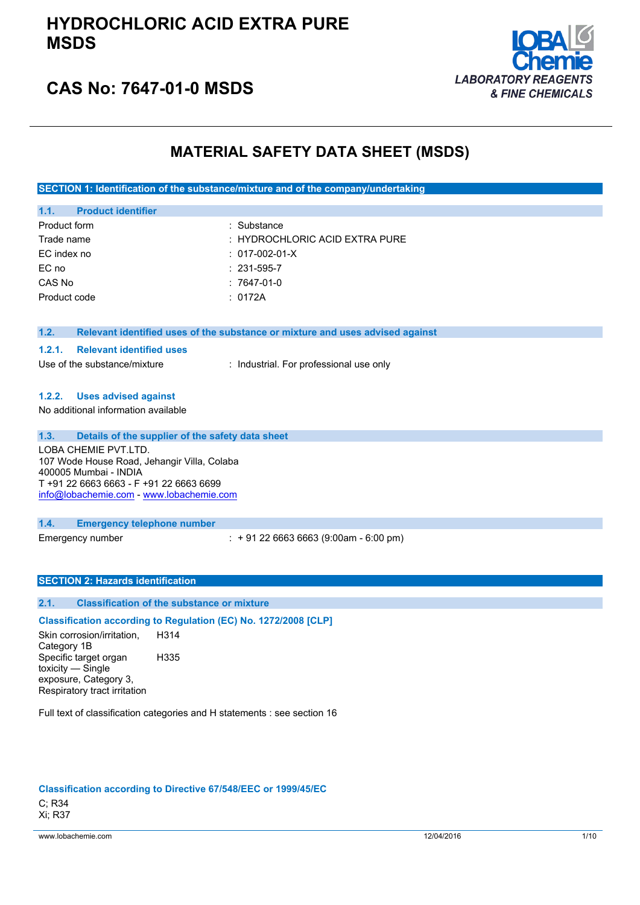# HYDROCHLORIC ACID EXTRA PURE MSDS

## CAS No: 7647-01-0 MSDS

LOBA Chemie
LABORATORY REAGENTS & FINE CHEMICALS

# MATERIAL SAFETY DATA SHEET (MSDS)

## SECTION 1: Identification of the substance/mixture and of the company/undertaking

### 1.1. Product identifier

| | |
|---|---|
| Product form | : Substance |
| Trade name | : HYDROCHLORIC ACID EXTRA PURE |
| EC index no | : 017-002-01-X |
| EC no | : 231-595-7 |
| CAS No | : 7647-01-0 |
| Product code | : 0172A |

### 1.2. Relevant identified uses of the substance or mixture and uses advised against

#### 1.2.1. Relevant identified uses

Use of the substance/mixture : Industrial. For professional use only

#### 1.2.2. Uses advised against

No additional information available

### 1.3. Details of the supplier of the safety data sheet

LOBA CHEMIE PVT.LTD.
107 Wode House Road, Jehangir Villa, Colaba
400005 Mumbai - INDIA
T +91 22 6663 6663 - F +91 22 6663 6699
info@lobachemie.com - www.lobachemie.com

### 1.4. Emergency telephone number

Emergency number : + 91 22 6663 6663 (9:00am - 6:00 pm)

## SECTION 2: Hazards identification

### 2.1. Classification of the substance or mixture

**Classification according to Regulation (EC) No. 1272/2008 [CLP]**

| | |
|---|---|
| Skin corrosion/irritation, Category 1B | H314 |
| Specific target organ toxicity — Single exposure, Category 3, Respiratory tract irritation | H335 |

Full text of classification categories and H statements : see section 16

**Classification according to Directive 67/548/EEC or 1999/45/EC**

C; R34
Xi; R37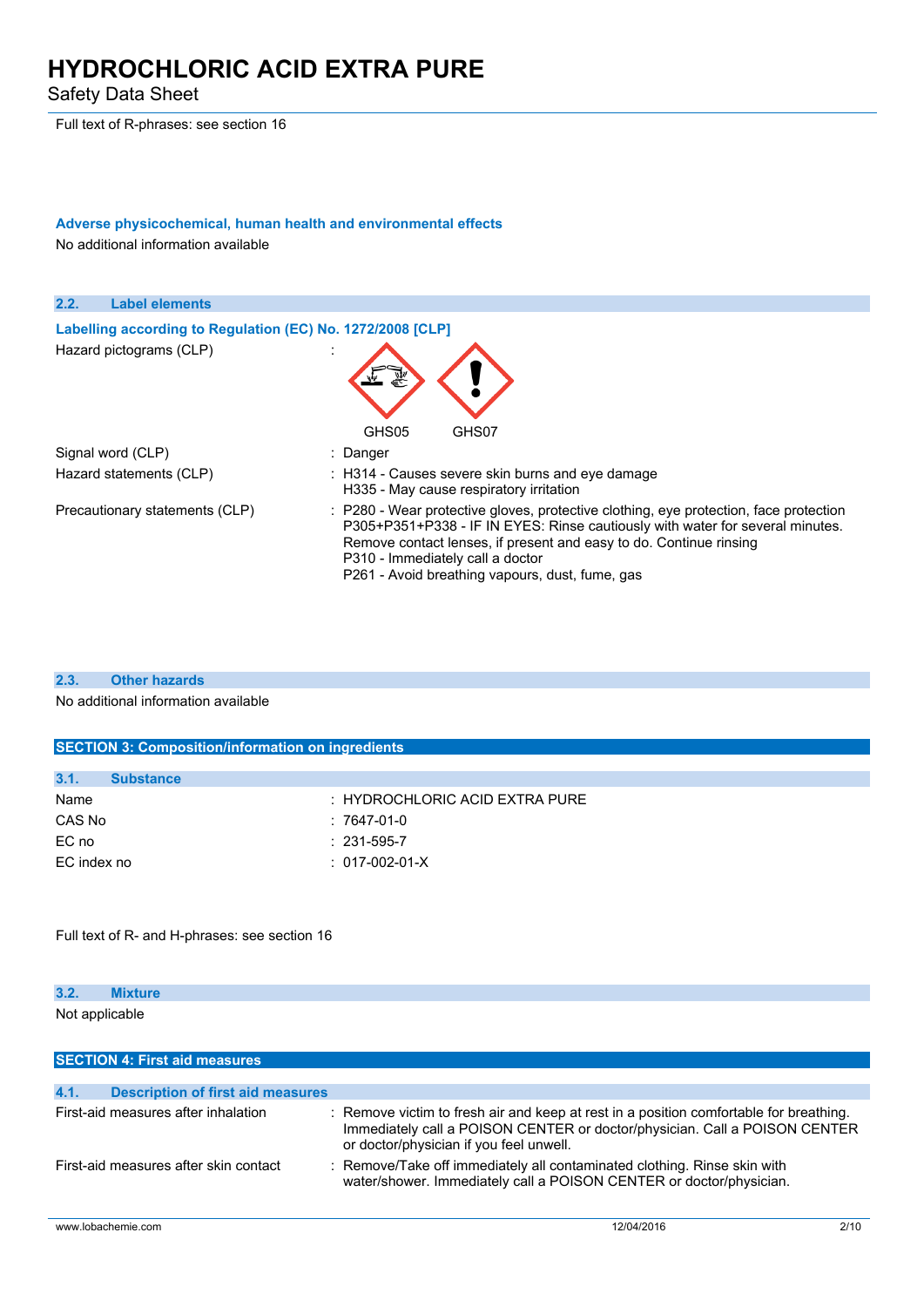Full text of R-phrases: see section 16

**Adverse physicochemical, human health and environmental effects**

No additional information available

## 2.2. Label elements

**Labelling according to Regulation (EC) No. 1272/2008 [CLP]**

| | |
|---|---|
| Hazard pictograms (CLP) | : GHS05 GHS07 |
| Signal word (CLP) | : Danger |
| Hazard statements (CLP) | : H314 - Causes severe skin burns and eye damage<br>H335 - May cause respiratory irritation |
| Precautionary statements (CLP) | : P280 - Wear protective gloves, protective clothing, eye protection, face protection<br>P305+P351+P338 - IF IN EYES: Rinse cautiously with water for several minutes. Remove contact lenses, if present and easy to do. Continue rinsing<br>P310 - Immediately call a doctor<br>P261 - Avoid breathing vapours, dust, fume, gas |

## 2.3. Other hazards

No additional information available

# SECTION 3: Composition/information on ingredients

## 3.1. Substance

| | |
|---|---|
| Name | : HYDROCHLORIC ACID EXTRA PURE |
| CAS No | : 7647-01-0 |
| EC no | : 231-595-7 |
| EC index no | : 017-002-01-X |

Full text of R- and H-phrases: see section 16

## 3.2. Mixture

Not applicable

# SECTION 4: First aid measures

## 4.1. Description of first aid measures

| | |
|---|---|
| First-aid measures after inhalation | : Remove victim to fresh air and keep at rest in a position comfortable for breathing. Immediately call a POISON CENTER or doctor/physician. Call a POISON CENTER or doctor/physician if you feel unwell. |
| First-aid measures after skin contact | : Remove/Take off immediately all contaminated clothing. Rinse skin with water/shower. Immediately call a POISON CENTER or doctor/physician. |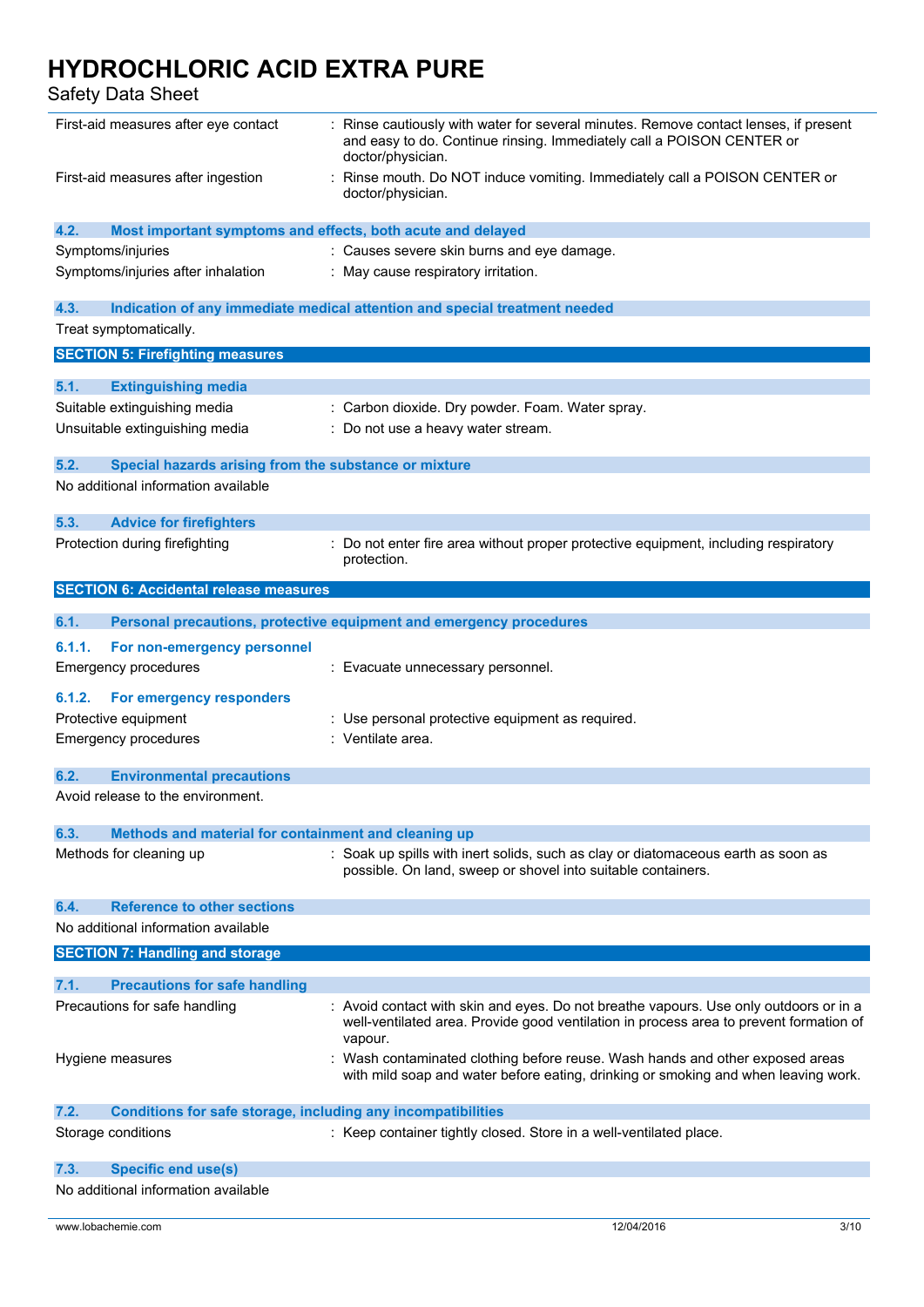| | |
|---|---|
| First-aid measures after eye contact | : Rinse cautiously with water for several minutes. Remove contact lenses, if present and easy to do. Continue rinsing. Immediately call a POISON CENTER or doctor/physician. |
| First-aid measures after ingestion | : Rinse mouth. Do NOT induce vomiting. Immediately call a POISON CENTER or doctor/physician. |

### 4.2. Most important symptoms and effects, both acute and delayed

| | |
|---|---|
| Symptoms/injuries | : Causes severe skin burns and eye damage. |
| Symptoms/injuries after inhalation | : May cause respiratory irritation. |

### 4.3. Indication of any immediate medical attention and special treatment needed

Treat symptomatically.

## SECTION 5: Firefighting measures

### 5.1. Extinguishing media

| | |
|---|---|
| Suitable extinguishing media | : Carbon dioxide. Dry powder. Foam. Water spray. |
| Unsuitable extinguishing media | : Do not use a heavy water stream. |

### 5.2. Special hazards arising from the substance or mixture

No additional information available

### 5.3. Advice for firefighters

| | |
|---|---|
| Protection during firefighting | : Do not enter fire area without proper protective equipment, including respiratory protection. |

## SECTION 6: Accidental release measures

### 6.1. Personal precautions, protective equipment and emergency procedures

#### 6.1.1. For non-emergency personnel

| | |
|---|---|
| Emergency procedures | : Evacuate unnecessary personnel. |

#### 6.1.2. For emergency responders

| | |
|---|---|
| Protective equipment | : Use personal protective equipment as required. |
| Emergency procedures | : Ventilate area. |

### 6.2. Environmental precautions

Avoid release to the environment.

### 6.3. Methods and material for containment and cleaning up

| | |
|---|---|
| Methods for cleaning up | : Soak up spills with inert solids, such as clay or diatomaceous earth as soon as possible. On land, sweep or shovel into suitable containers. |

### 6.4. Reference to other sections

No additional information available

## SECTION 7: Handling and storage

### 7.1. Precautions for safe handling

| | |
|---|---|
| Precautions for safe handling | : Avoid contact with skin and eyes. Do not breathe vapours. Use only outdoors or in a well-ventilated area. Provide good ventilation in process area to prevent formation of vapour. |
| Hygiene measures | : Wash contaminated clothing before reuse. Wash hands and other exposed areas with mild soap and water before eating, drinking or smoking and when leaving work. |

### 7.2. Conditions for safe storage, including any incompatibilities

| | |
|---|---|
| Storage conditions | : Keep container tightly closed. Store in a well-ventilated place. |

### 7.3. Specific end use(s)

No additional information available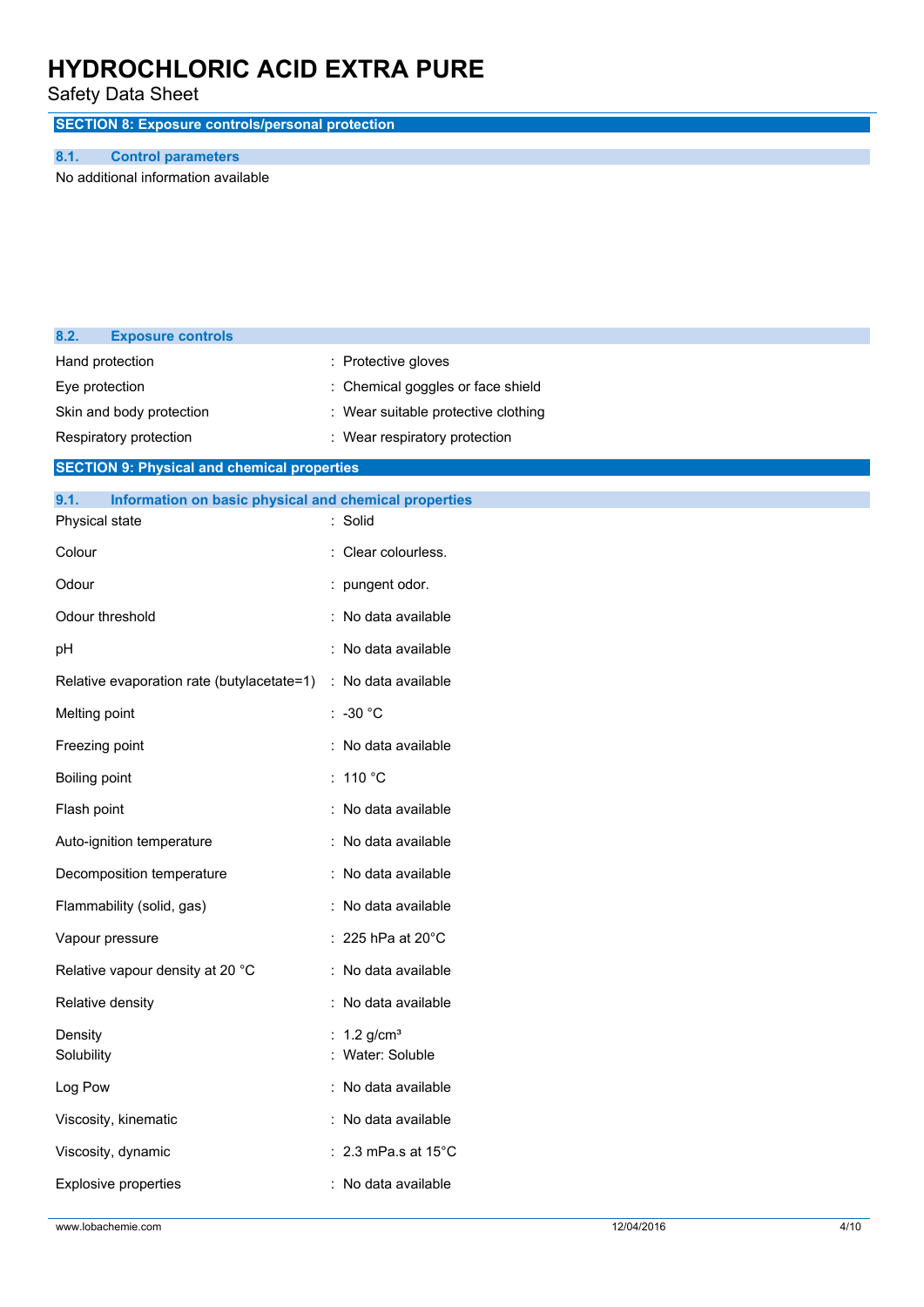## SECTION 8: Exposure controls/personal protection

### 8.1. Control parameters

No additional information available

### 8.2. Exposure controls

| | |
|---|---|
| Hand protection | : Protective gloves |
| Eye protection | : Chemical goggles or face shield |
| Skin and body protection | : Wear suitable protective clothing |
| Respiratory protection | : Wear respiratory protection |

## SECTION 9: Physical and chemical properties

### 9.1. Information on basic physical and chemical properties

| | |
|---|---|
| Physical state | : Solid |
| Colour | : Clear colourless. |
| Odour | : pungent odor. |
| Odour threshold | : No data available |
| pH | : No data available |
| Relative evaporation rate (butylacetate=1) | : No data available |
| Melting point | : -30 °C |
| Freezing point | : No data available |
| Boiling point | : 110 °C |
| Flash point | : No data available |
| Auto-ignition temperature | : No data available |
| Decomposition temperature | : No data available |
| Flammability (solid, gas) | : No data available |
| Vapour pressure | : 225 hPa at 20°C |
| Relative vapour density at 20 °C | : No data available |
| Relative density | : No data available |
| Density | : 1.2 g/cm³ |
| Solubility | : Water: Soluble |
| Log Pow | : No data available |
| Viscosity, kinematic | : No data available |
| Viscosity, dynamic | : 2.3 mPa.s at 15°C |
| Explosive properties | : No data available |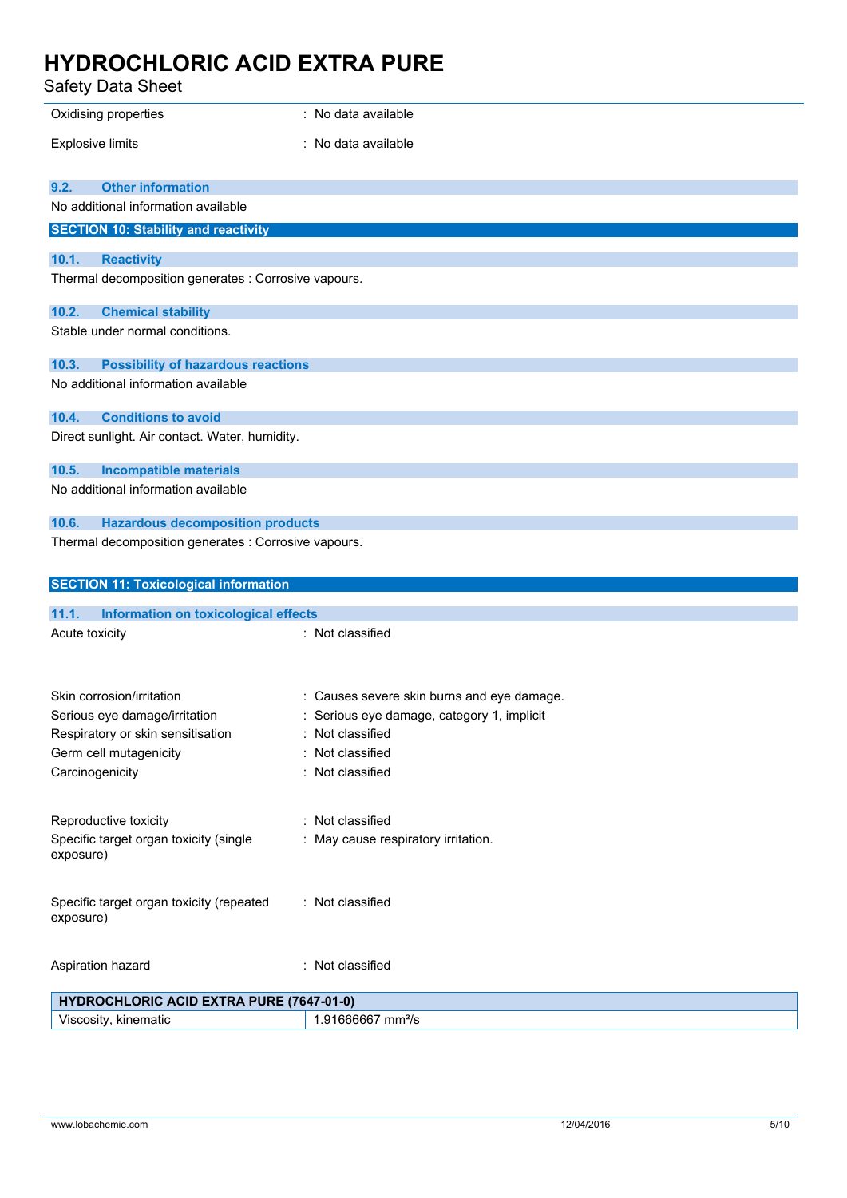| | |
|---|---|
| Oxidising properties | : No data available |
| Explosive limits | : No data available |

### 9.2. Other information

No additional information available

## SECTION 10: Stability and reactivity

### 10.1. Reactivity

Thermal decomposition generates : Corrosive vapours.

### 10.2. Chemical stability

Stable under normal conditions.

### 10.3. Possibility of hazardous reactions

No additional information available

### 10.4. Conditions to avoid

Direct sunlight. Air contact. Water, humidity.

### 10.5. Incompatible materials

No additional information available

### 10.6. Hazardous decomposition products

Thermal decomposition generates : Corrosive vapours.

## SECTION 11: Toxicological information

### 11.1. Information on toxicological effects

| | |
|---|---|
| Acute toxicity | : Not classified |
| Skin corrosion/irritation | : Causes severe skin burns and eye damage. |
| Serious eye damage/irritation | : Serious eye damage, category 1, implicit |
| Respiratory or skin sensitisation | : Not classified |
| Germ cell mutagenicity | : Not classified |
| Carcinogenicity | : Not classified |
| Reproductive toxicity | : Not classified |
| Specific target organ toxicity (single exposure) | : May cause respiratory irritation. |
| Specific target organ toxicity (repeated exposure) | : Not classified |
| Aspiration hazard | : Not classified |

| HYDROCHLORIC ACID EXTRA PURE (7647-01-0) | |
|---|---|
| Viscosity, kinematic | 1.91666667 $mm^2/s$ |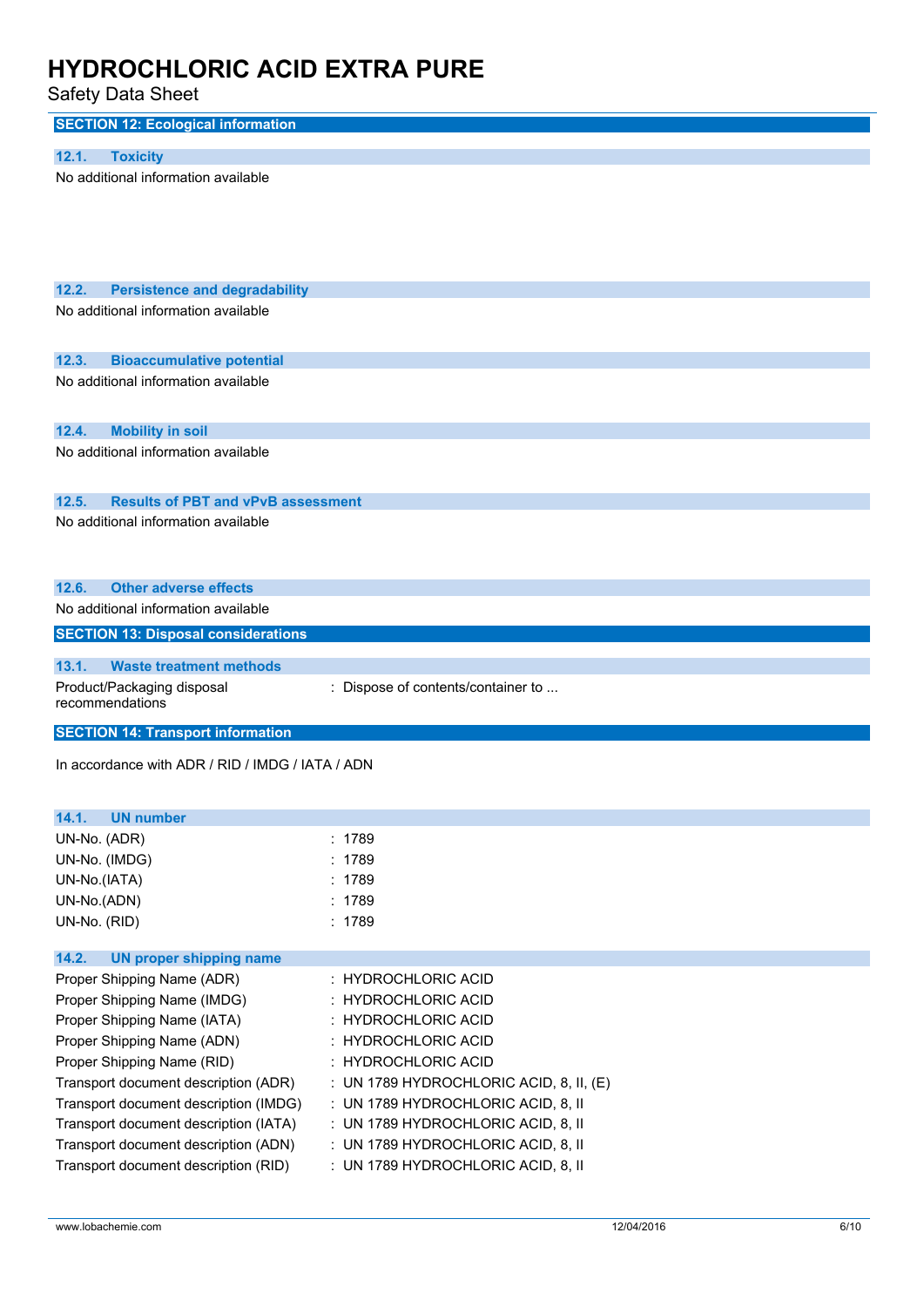## SECTION 12: Ecological information

### 12.1. Toxicity

No additional information available

### 12.2. Persistence and degradability

No additional information available

### 12.3. Bioaccumulative potential

No additional information available

### 12.4. Mobility in soil

No additional information available

### 12.5. Results of PBT and vPvB assessment

No additional information available

### 12.6. Other adverse effects

No additional information available

## SECTION 13: Disposal considerations

### 13.1. Waste treatment methods

| | |
|---|---|
| Product/Packaging disposal recommendations | : Dispose of contents/container to ... |

## SECTION 14: Transport information

In accordance with ADR / RID / IMDG / IATA / ADN

### 14.1. UN number

| | |
|---|---|
| UN-No. (ADR) | : 1789 |
| UN-No. (IMDG) | : 1789 |
| UN-No.(IATA) | : 1789 |
| UN-No.(ADN) | : 1789 |
| UN-No. (RID) | : 1789 |

### 14.2. UN proper shipping name

| | |
|---|---|
| Proper Shipping Name (ADR) | : HYDROCHLORIC ACID |
| Proper Shipping Name (IMDG) | : HYDROCHLORIC ACID |
| Proper Shipping Name (IATA) | : HYDROCHLORIC ACID |
| Proper Shipping Name (ADN) | : HYDROCHLORIC ACID |
| Proper Shipping Name (RID) | : HYDROCHLORIC ACID |
| Transport document description (ADR) | : UN 1789 HYDROCHLORIC ACID, 8, II, (E) |
| Transport document description (IMDG) | : UN 1789 HYDROCHLORIC ACID, 8, II |
| Transport document description (IATA) | : UN 1789 HYDROCHLORIC ACID, 8, II |
| Transport document description (ADN) | : UN 1789 HYDROCHLORIC ACID, 8, II |
| Transport document description (RID) | : UN 1789 HYDROCHLORIC ACID, 8, II |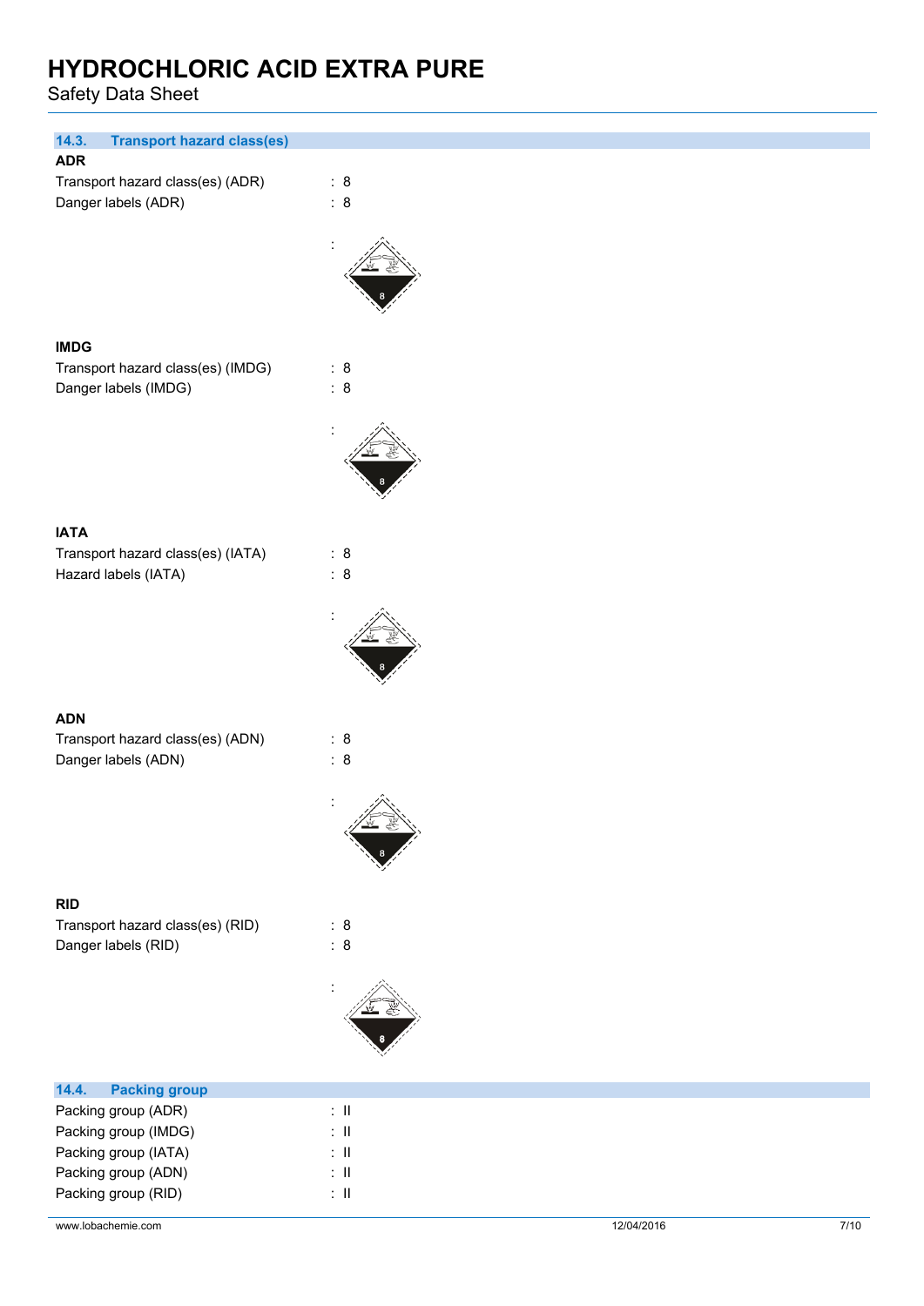### 14.3. Transport hazard class(es)

**ADR**

Transport hazard class(es) (ADR) : 8

Danger labels (ADR) : 8

:

**IMDG**

Transport hazard class(es) (IMDG) : 8

Danger labels (IMDG) : 8

:

**IATA**

Transport hazard class(es) (IATA) : 8

Hazard labels (IATA) : 8

:

**ADN**

Transport hazard class(es) (ADN) : 8

Danger labels (ADN) : 8

:

**RID**

Transport hazard class(es) (RID) : 8

Danger labels (RID) : 8

:

### 14.4. Packing group

Packing group (ADR) : II

Packing group (IMDG) : II

Packing group (IATA) : II

Packing group (ADN) : II

Packing group (RID) : II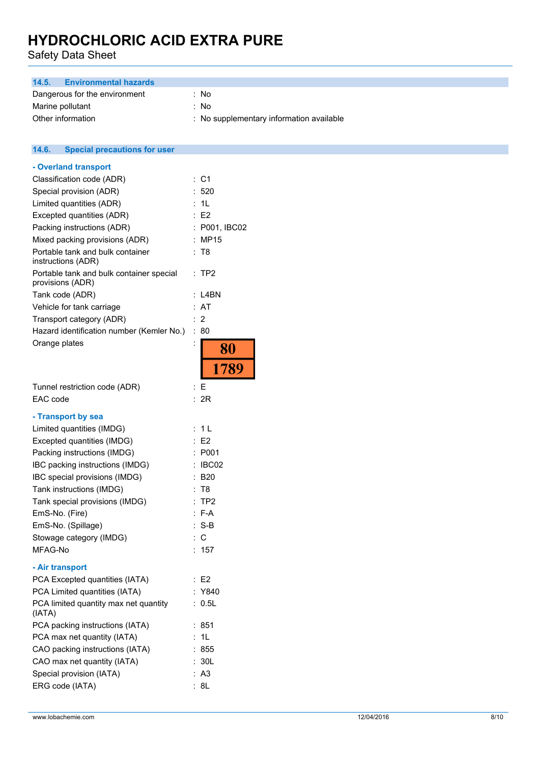### 14.5. Environmental hazards

| | |
|---|---|
| Dangerous for the environment | : No |
| Marine pollutant | : No |
| Other information | : No supplementary information available |

### 14.6. Special precautions for user

**- Overland transport**

| | |
|---|---|
| Classification code (ADR) | : C1 |
| Special provision (ADR) | : 520 |
| Limited quantities (ADR) | : 1L |
| Excepted quantities (ADR) | : E2 |
| Packing instructions (ADR) | : P001, IBC02 |
| Mixed packing provisions (ADR) | : MP15 |
| Portable tank and bulk container instructions (ADR) | : T8 |
| Portable tank and bulk container special provisions (ADR) | : TP2 |
| Tank code (ADR) | : L4BN |
| Vehicle for tank carriage | : AT |
| Transport category (ADR) | : 2 |
| Hazard identification number (Kemler No.) | : 80 |
| Orange plates | : 80 / 1789 |
| Tunnel restriction code (ADR) | : E |
| EAC code | : 2R |

**- Transport by sea**

| | |
|---|---|
| Limited quantities (IMDG) | : 1 L |
| Excepted quantities (IMDG) | : E2 |
| Packing instructions (IMDG) | : P001 |
| IBC packing instructions (IMDG) | : IBC02 |
| IBC special provisions (IMDG) | : B20 |
| Tank instructions (IMDG) | : T8 |
| Tank special provisions (IMDG) | : TP2 |
| EmS-No. (Fire) | : F-A |
| EmS-No. (Spillage) | : S-B |
| Stowage category (IMDG) | : C |
| MFAG-No | : 157 |

**- Air transport**

| | |
|---|---|
| PCA Excepted quantities (IATA) | : E2 |
| PCA Limited quantities (IATA) | : Y840 |
| PCA limited quantity max net quantity (IATA) | : 0.5L |
| PCA packing instructions (IATA) | : 851 |
| PCA max net quantity (IATA) | : 1L |
| CAO packing instructions (IATA) | : 855 |
| CAO max net quantity (IATA) | : 30L |
| Special provision (IATA) | : A3 |
| ERG code (IATA) | : 8L |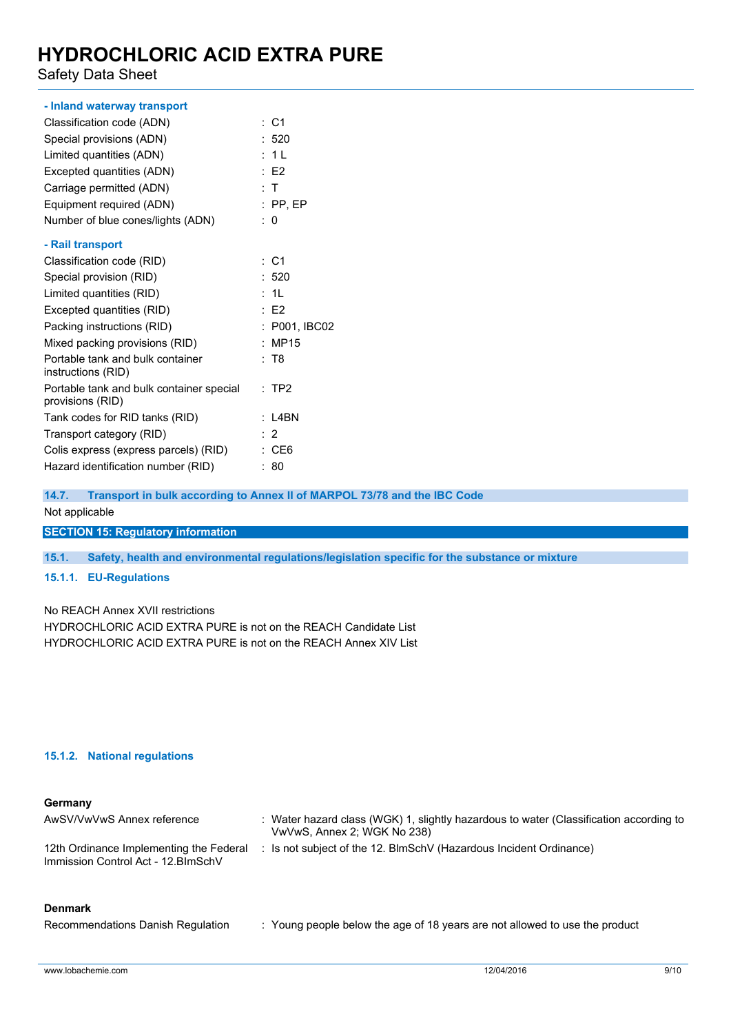**- Inland waterway transport**

| | |
|---|---|
| Classification code (ADN) | : C1 |
| Special provisions (ADN) | : 520 |
| Limited quantities (ADN) | : 1 L |
| Excepted quantities (ADN) | : E2 |
| Carriage permitted (ADN) | : T |
| Equipment required (ADN) | : PP, EP |
| Number of blue cones/lights (ADN) | : 0 |

**- Rail transport**

| | |
|---|---|
| Classification code (RID) | : C1 |
| Special provision (RID) | : 520 |
| Limited quantities (RID) | : 1L |
| Excepted quantities (RID) | : E2 |
| Packing instructions (RID) | : P001, IBC02 |
| Mixed packing provisions (RID) | : MP15 |
| Portable tank and bulk container instructions (RID) | : T8 |
| Portable tank and bulk container special provisions (RID) | : TP2 |
| Tank codes for RID tanks (RID) | : L4BN |
| Transport category (RID) | : 2 |
| Colis express (express parcels) (RID) | : CE6 |
| Hazard identification number (RID) | : 80 |

### 14.7. Transport in bulk according to Annex II of MARPOL 73/78 and the IBC Code

Not applicable

## SECTION 15: Regulatory information

### 15.1. Safety, health and environmental regulations/legislation specific for the substance or mixture

#### 15.1.1. EU-Regulations

No REACH Annex XVII restrictions
HYDROCHLORIC ACID EXTRA PURE is not on the REACH Candidate List
HYDROCHLORIC ACID EXTRA PURE is not on the REACH Annex XIV List

#### 15.1.2. National regulations

**Germany**

| | |
|---|---|
| AwSV/VwVwS Annex reference | : Water hazard class (WGK) 1, slightly hazardous to water (Classification according to VwVwS, Annex 2; WGK No 238) |
| 12th Ordinance Implementing the Federal Immission Control Act - 12.BImSchV | : Is not subject of the 12. BlmSchV (Hazardous Incident Ordinance) |

**Denmark**

| | |
|---|---|
| Recommendations Danish Regulation | : Young people below the age of 18 years are not allowed to use the product |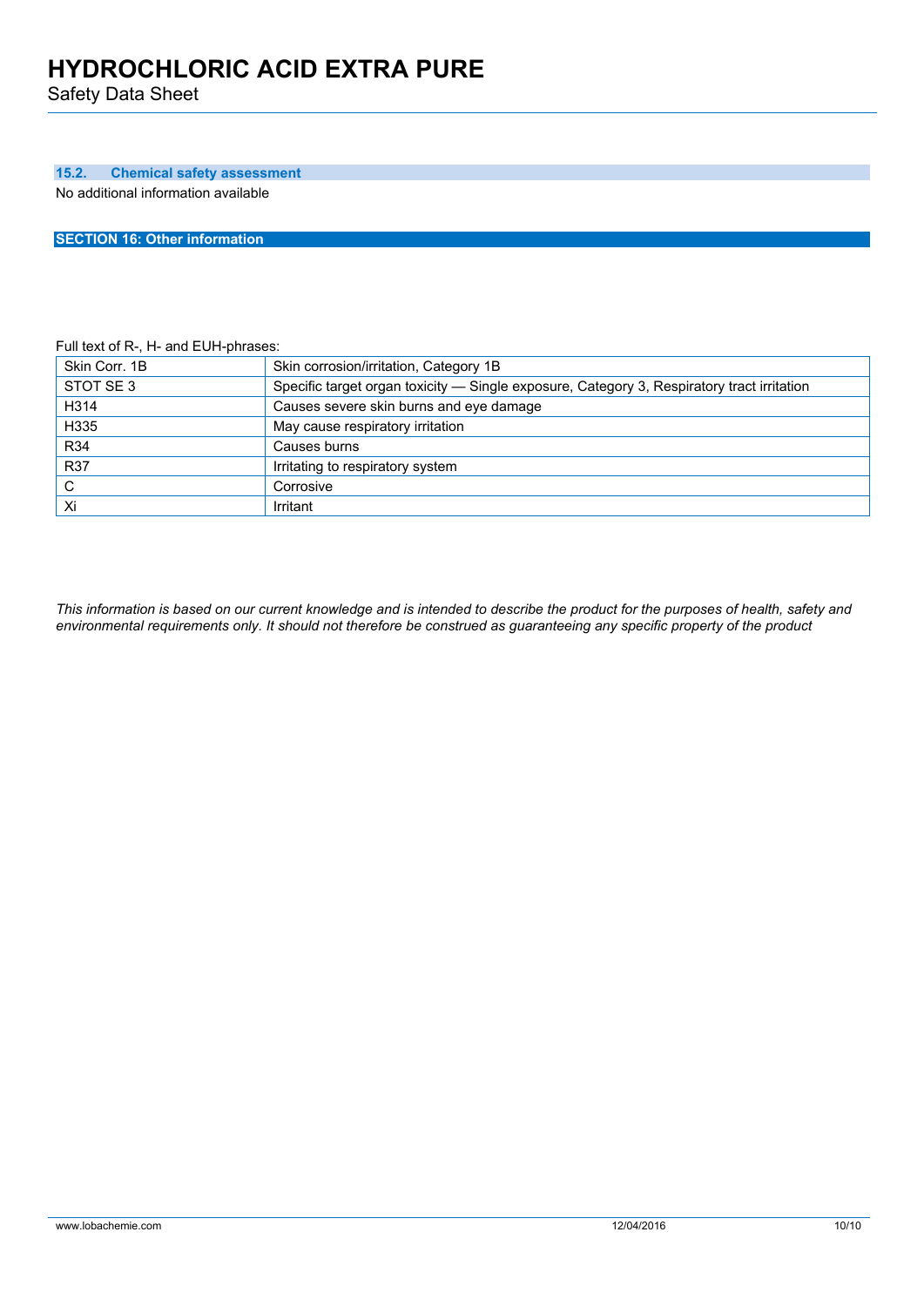### 15.2. Chemical safety assessment

No additional information available

## SECTION 16: Other information

Full text of R-, H- and EUH-phrases:

| | |
|---|---|
| Skin Corr. 1B | Skin corrosion/irritation, Category 1B |
| STOT SE 3 | Specific target organ toxicity — Single exposure, Category 3, Respiratory tract irritation |
| H314 | Causes severe skin burns and eye damage |
| H335 | May cause respiratory irritation |
| R34 | Causes burns |
| R37 | Irritating to respiratory system |
| C | Corrosive |
| Xi | Irritant |

*This information is based on our current knowledge and is intended to describe the product for the purposes of health, safety and environmental requirements only. It should not therefore be construed as guaranteeing any specific property of the product*